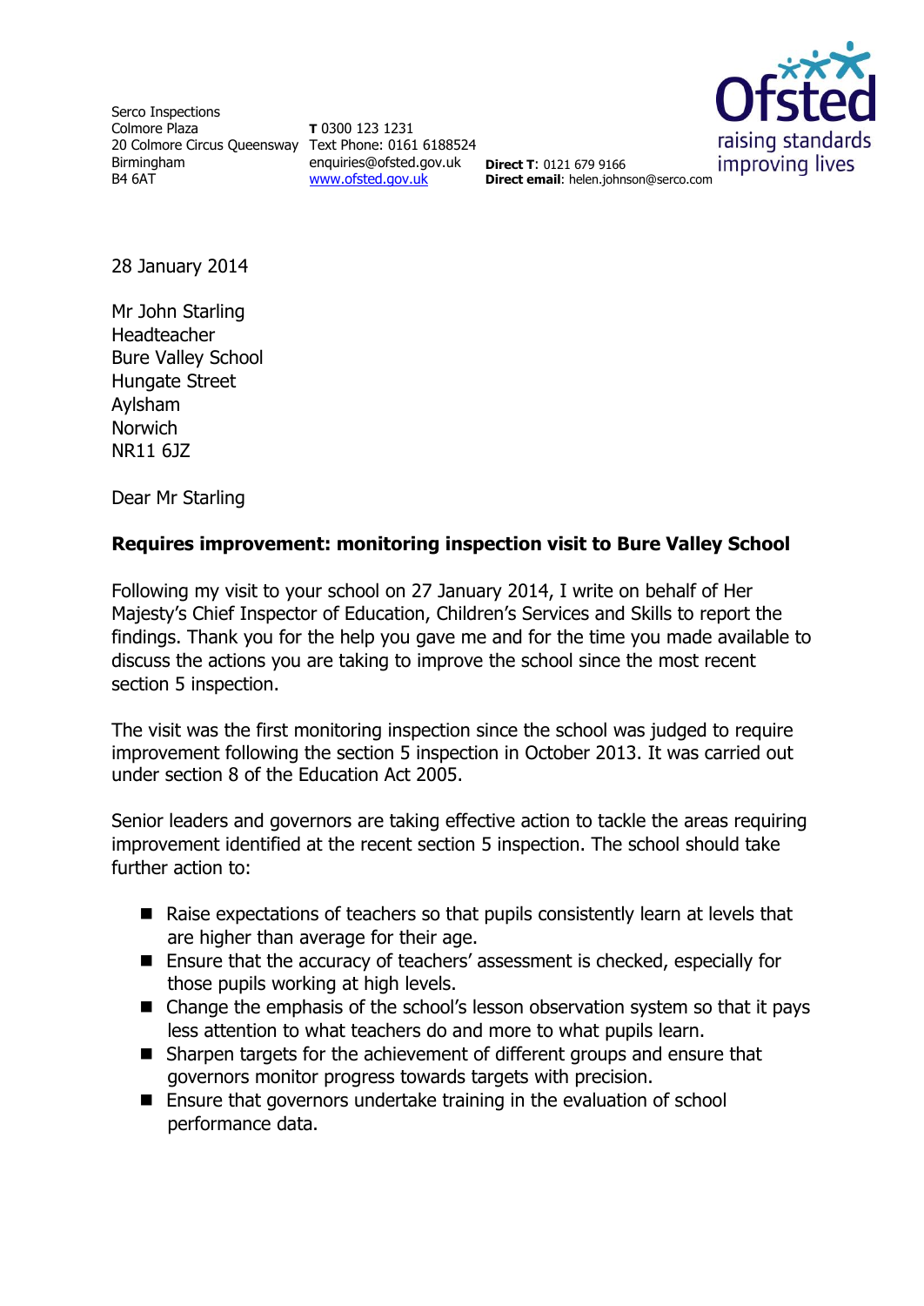Serco Inspections
Colmore Plaza
20 Colmore Circus Queensway
Birmingham
B4 6AT

**T** 0300 123 1231
Text Phone: 0161 6188524
enquiries@ofsted.gov.uk
www.ofsted.gov.uk

**Direct T**: 0121 679 9166
**Direct email**: helen.johnson@serco.com

Ofsted
raising standards
improving lives

28 January 2014

Mr John Starling
Headteacher
Bure Valley School
Hungate Street
Aylsham
Norwich
NR11 6JZ

Dear Mr Starling

**Requires improvement: monitoring inspection visit to Bure Valley School**

Following my visit to your school on 27 January 2014, I write on behalf of Her Majesty's Chief Inspector of Education, Children's Services and Skills to report the findings. Thank you for the help you gave me and for the time you made available to discuss the actions you are taking to improve the school since the most recent section 5 inspection.

The visit was the first monitoring inspection since the school was judged to require improvement following the section 5 inspection in October 2013. It was carried out under section 8 of the Education Act 2005.

Senior leaders and governors are taking effective action to tackle the areas requiring improvement identified at the recent section 5 inspection. The school should take further action to:

- Raise expectations of teachers so that pupils consistently learn at levels that are higher than average for their age.
- Ensure that the accuracy of teachers' assessment is checked, especially for those pupils working at high levels.
- Change the emphasis of the school's lesson observation system so that it pays less attention to what teachers do and more to what pupils learn.
- Sharpen targets for the achievement of different groups and ensure that governors monitor progress towards targets with precision.
- Ensure that governors undertake training in the evaluation of school performance data.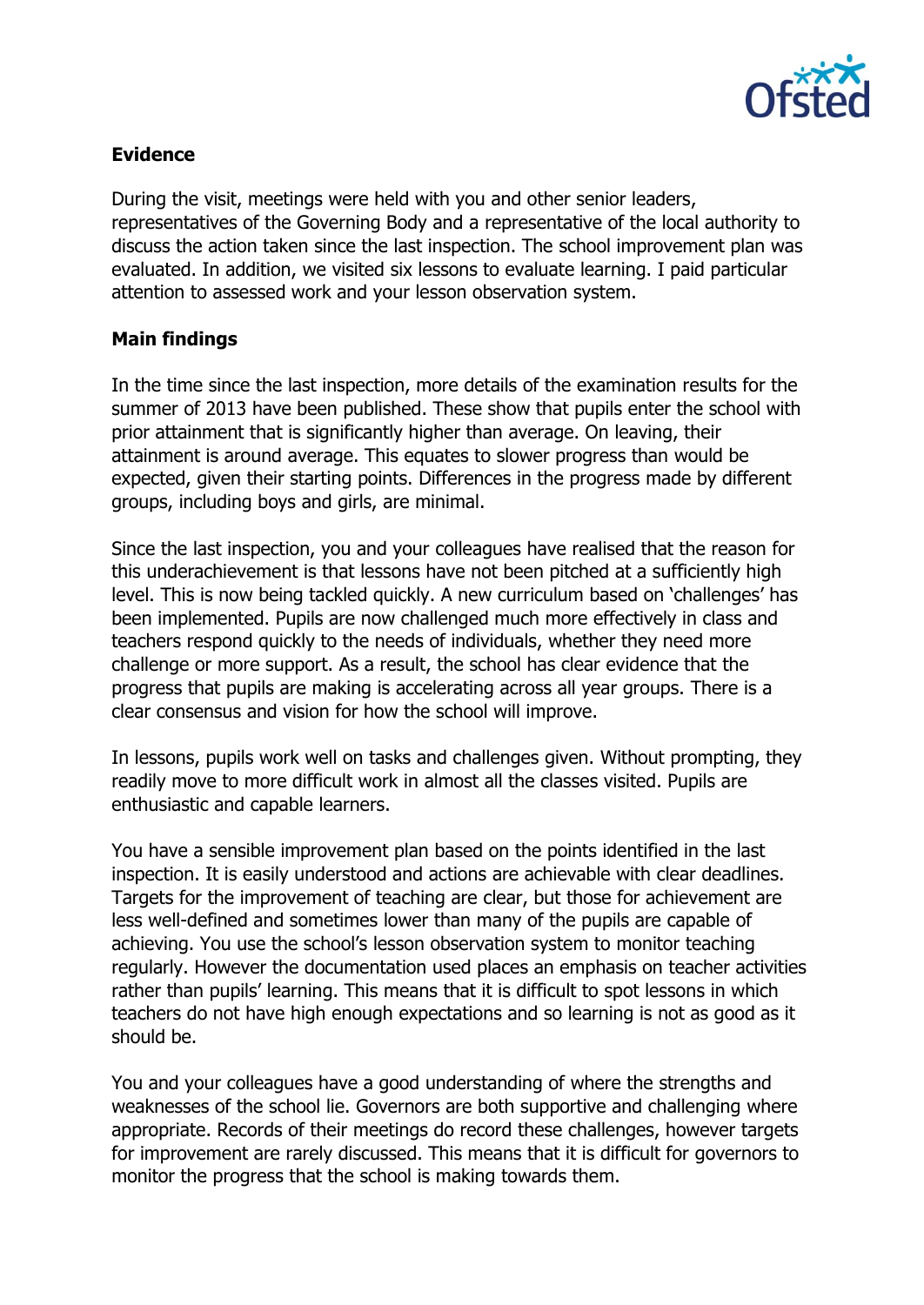**Evidence**

During the visit, meetings were held with you and other senior leaders, representatives of the Governing Body and a representative of the local authority to discuss the action taken since the last inspection. The school improvement plan was evaluated. In addition, we visited six lessons to evaluate learning. I paid particular attention to assessed work and your lesson observation system.

**Main findings**

In the time since the last inspection, more details of the examination results for the summer of 2013 have been published. These show that pupils enter the school with prior attainment that is significantly higher than average. On leaving, their attainment is around average. This equates to slower progress than would be expected, given their starting points. Differences in the progress made by different groups, including boys and girls, are minimal.

Since the last inspection, you and your colleagues have realised that the reason for this underachievement is that lessons have not been pitched at a sufficiently high level. This is now being tackled quickly. A new curriculum based on 'challenges' has been implemented. Pupils are now challenged much more effectively in class and teachers respond quickly to the needs of individuals, whether they need more challenge or more support. As a result, the school has clear evidence that the progress that pupils are making is accelerating across all year groups. There is a clear consensus and vision for how the school will improve.

In lessons, pupils work well on tasks and challenges given. Without prompting, they readily move to more difficult work in almost all the classes visited. Pupils are enthusiastic and capable learners.

You have a sensible improvement plan based on the points identified in the last inspection. It is easily understood and actions are achievable with clear deadlines. Targets for the improvement of teaching are clear, but those for achievement are less well-defined and sometimes lower than many of the pupils are capable of achieving. You use the school's lesson observation system to monitor teaching regularly. However the documentation used places an emphasis on teacher activities rather than pupils' learning. This means that it is difficult to spot lessons in which teachers do not have high enough expectations and so learning is not as good as it should be.

You and your colleagues have a good understanding of where the strengths and weaknesses of the school lie. Governors are both supportive and challenging where appropriate. Records of their meetings do record these challenges, however targets for improvement are rarely discussed. This means that it is difficult for governors to monitor the progress that the school is making towards them.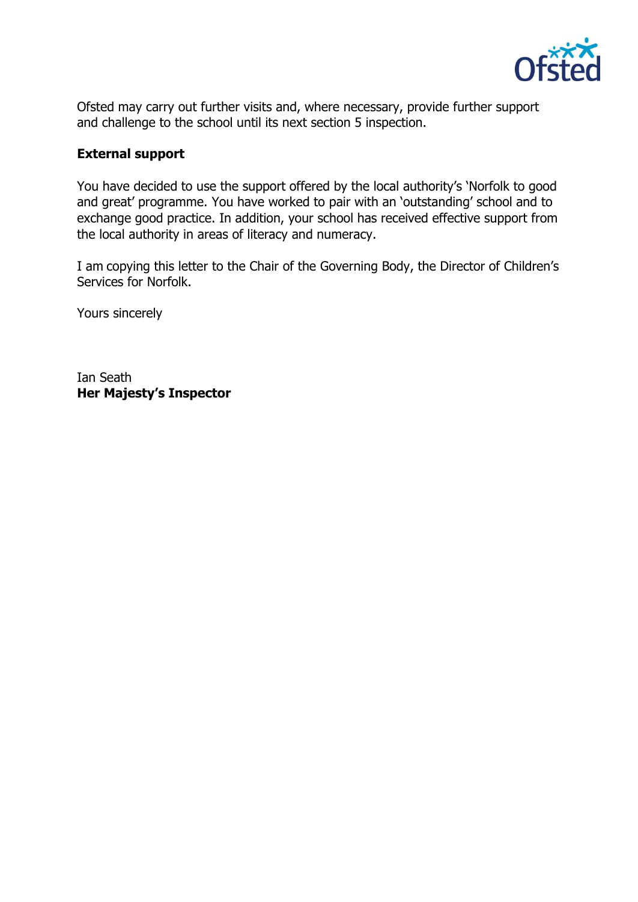Ofsted may carry out further visits and, where necessary, provide further support and challenge to the school until its next section 5 inspection.

**External support**

You have decided to use the support offered by the local authority's 'Norfolk to good and great' programme. You have worked to pair with an 'outstanding' school and to exchange good practice. In addition, your school has received effective support from the local authority in areas of literacy and numeracy.

I am copying this letter to the Chair of the Governing Body, the Director of Children's Services for Norfolk.

Yours sincerely

Ian Seath
**Her Majesty's Inspector**